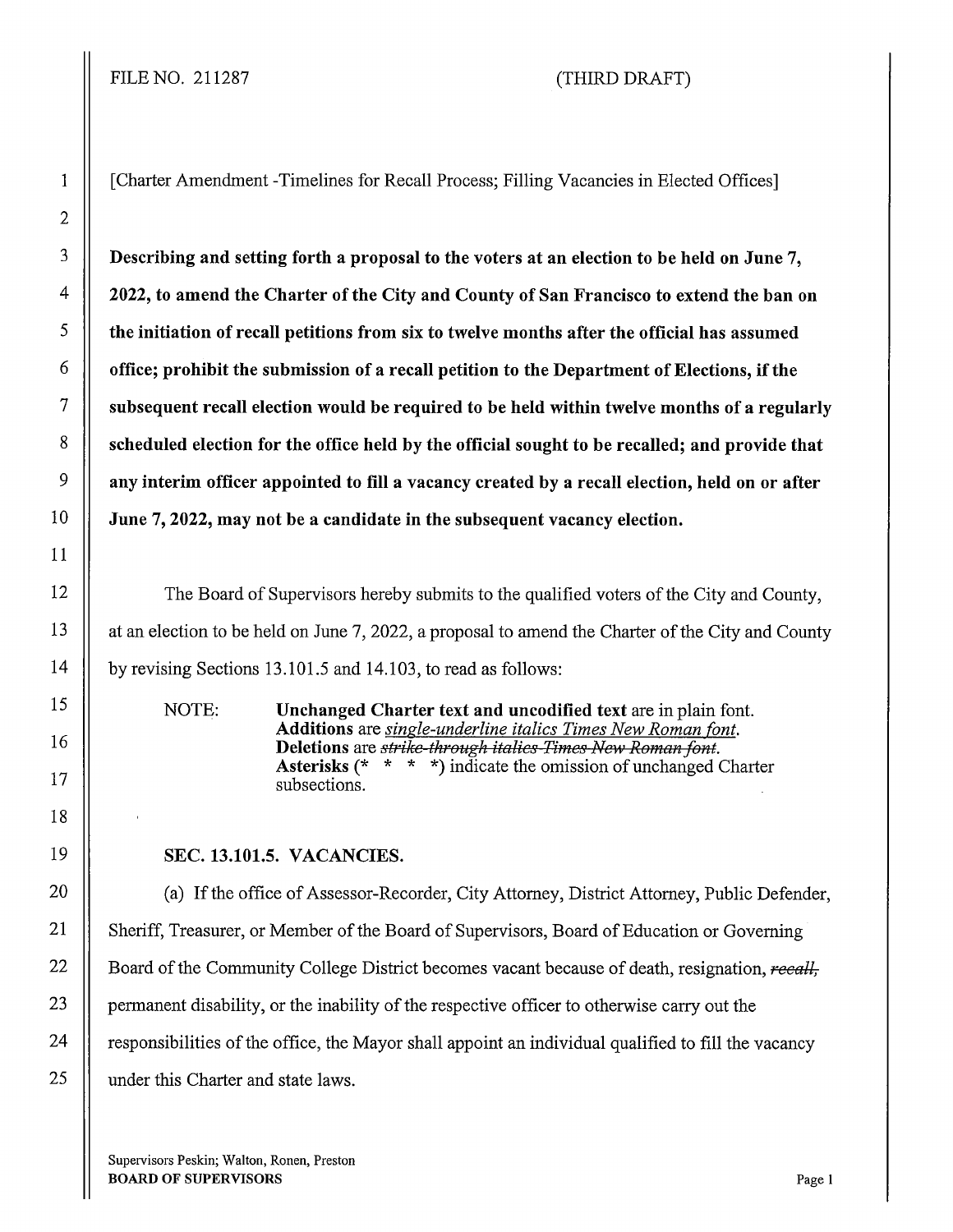FILE NO. 211287 (THIRD DRAFT)

[Charter Amendment -Timelines for Recall Process; Filling Vacancies in Elected Offices]

**Describing and setting forth a proposal to the voters at an election to be held on June 7, 2022, to amend the Charter of the City and County of San Francisco to extend the ban on the initiation of recall petitions from six to twelve months after the official has assumed office; prohibit the submission of a recall petition to the Department of Elections, if the subsequent recall election would be required to be held within twelve months of a regularly scheduled election for the office held by the official sought to be recalled; and provide that any interim officer appointed to fill a vacancy created by a recall election, held on or after June 7, 2022, may not be a candidate in the subsequent vacancy election.**

The Board of Supervisors hereby submits to the qualified voters of the City and County, at an election to be held on June 7, 2022, a proposal to amend the Charter of the City and County by revising Sections 13.101.5 and 14.103, to read as follows:

NOTE: **Unchanged Charter text and uncodified text** are in plain font. **Additions** are *single-underline italics Times New Roman font*. **Deletions** are ~~*strike-through italics Times New Roman font*~~. **Asterisks** (* * * *) indicate the omission of unchanged Charter subsections.

**SEC. 13.101.5. VACANCIES.**

(a) If the office of Assessor-Recorder, City Attorney, District Attorney, Public Defender, Sheriff, Treasurer, or Member of the Board of Supervisors, Board of Education or Governing Board of the Community College District becomes vacant because of death, resignation, ~~*recall,*~~ permanent disability, or the inability of the respective officer to otherwise carry out the responsibilities of the office, the Mayor shall appoint an individual qualified to fill the vacancy under this Charter and state laws.

Supervisors Peskin; Walton, Ronen, Preston
**BOARD OF SUPERVISORS**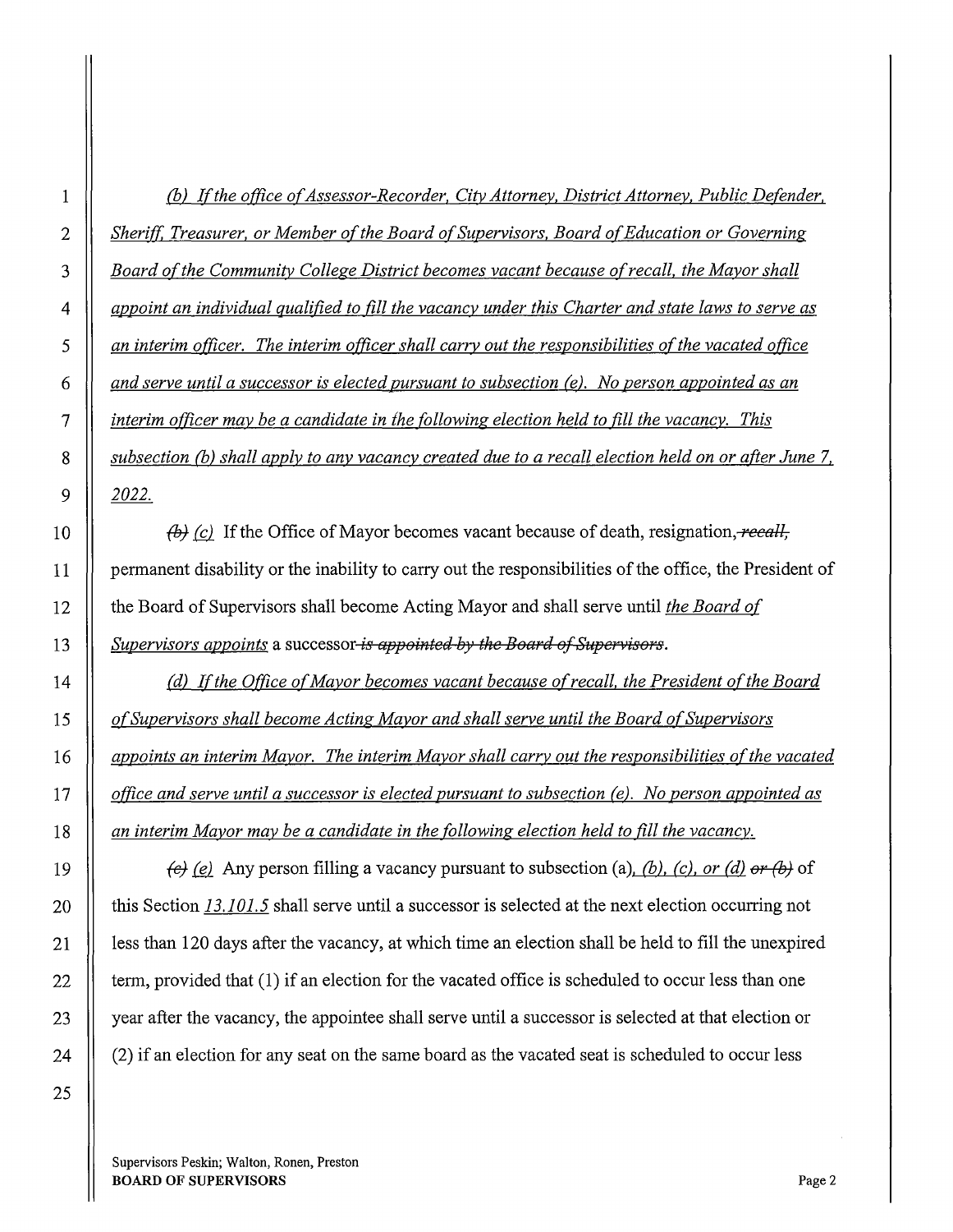*(b) If the office of Assessor-Recorder, City Attorney, District Attorney, Public Defender, Sheriff, Treasurer, or Member of the Board of Supervisors, Board of Education or Governing Board of the Community College District becomes vacant because of recall, the Mayor shall appoint an individual qualified to fill the vacancy under this Charter and state laws to serve as an interim officer. The interim officer shall carry out the responsibilities of the vacated office and serve until a successor is elected pursuant to subsection (e). No person appointed as an interim officer may be a candidate in the following election held to fill the vacancy. This subsection (b) shall apply to any vacancy created due to a recall election held on or after June 7, 2022.*

~~(b)~~ *(c)* If the Office of Mayor becomes vacant because of death, resignation, ~~recall,~~ permanent disability or the inability to carry out the responsibilities of the office, the President of the Board of Supervisors shall become Acting Mayor and shall serve until *the Board of Supervisors appoints* a successor ~~is appointed by the Board of Supervisors~~.

*(d) If the Office of Mayor becomes vacant because of recall, the President of the Board of Supervisors shall become Acting Mayor and shall serve until the Board of Supervisors appoints an interim Mayor. The interim Mayor shall carry out the responsibilities of the vacated office and serve until a successor is elected pursuant to subsection (e). No person appointed as an interim Mayor may be a candidate in the following election held to fill the vacancy.*

~~(c)~~ *(e)* Any person filling a vacancy pursuant to subsection (a)*, (b), (c), or (d)* ~~or (b)~~ of this Section *13.101.5* shall serve until a successor is selected at the next election occurring not less than 120 days after the vacancy, at which time an election shall be held to fill the unexpired term, provided that (1) if an election for the vacated office is scheduled to occur less than one year after the vacancy, the appointee shall serve until a successor is selected at that election or (2) if an election for any seat on the same board as the vacated seat is scheduled to occur less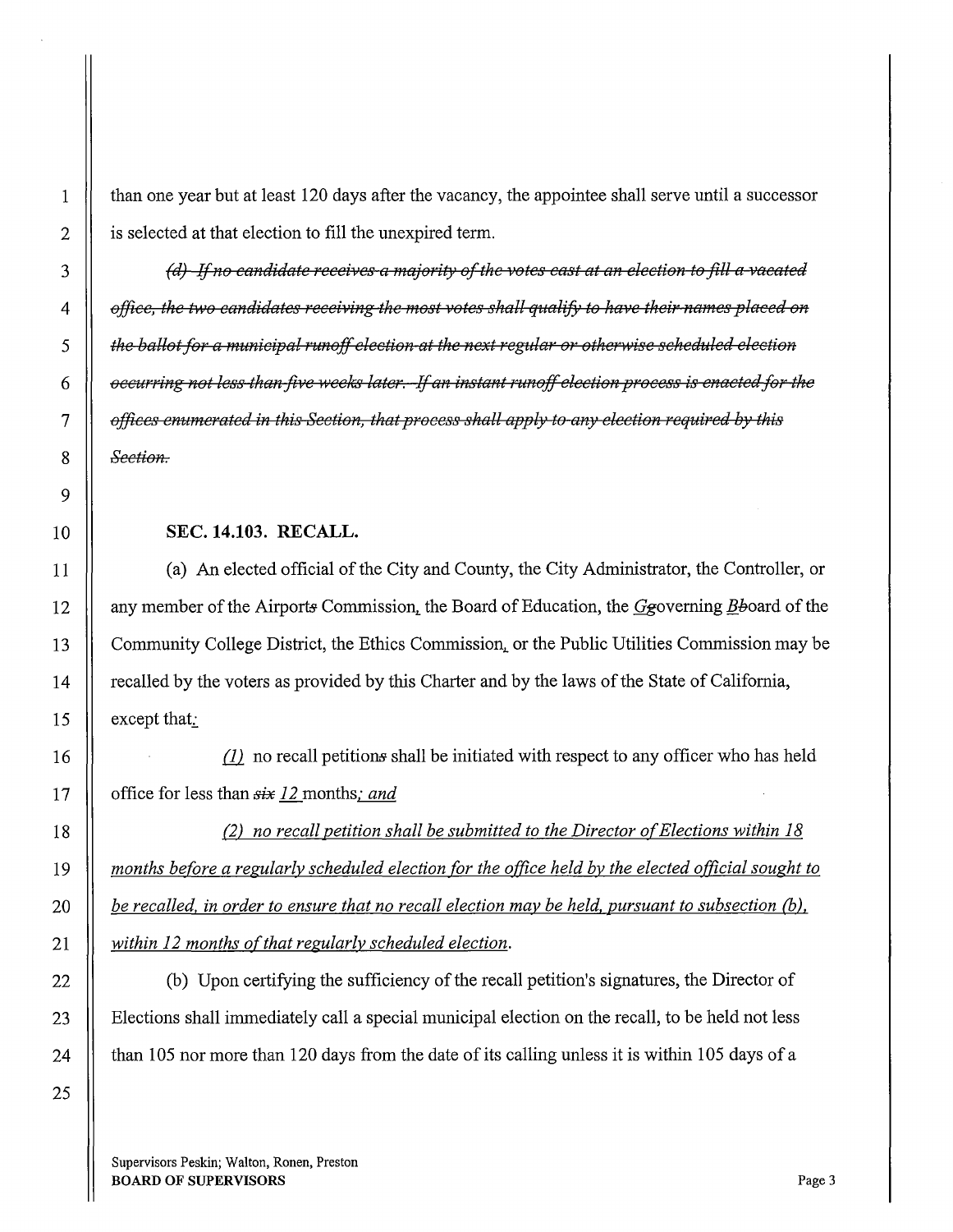than one year but at least 120 days after the vacancy, the appointee shall serve until a successor is selected at that election to fill the unexpired term.

~~*(d) If no candidate receives a majority of the votes cast at an election to fill a vacated office, the two candidates receiving the most votes shall qualify to have their names placed on the ballot for a municipal runoff election at the next regular or otherwise scheduled election occurring not less than five weeks later. If an instant runoff election process is enacted for the offices enumerated in this Section, that process shall apply to any election required by this Section.*~~

**SEC. 14.103. RECALL.**

(a) An elected official of the City and County, the City Administrator, the Controller, or any member of the Airport~~s~~ Commission, the Board of Education, the *G*~~g~~overning *B*~~b~~oard of the Community College District, the Ethics Commission, or the Public Utilities Commission may be recalled by the voters as provided by this Charter and by the laws of the State of California, except that*:*

*(1)* no recall petition~~s~~ shall be initiated with respect to any officer who has held office for less than ~~*six*~~ *12* months*; and*

*(2) no recall petition shall be submitted to the Director of Elections within 18 months before a regularly scheduled election for the office held by the elected official sought to be recalled, in order to ensure that no recall election may be held, pursuant to subsection (b), within 12 months of that regularly scheduled election.*

(b) Upon certifying the sufficiency of the recall petition's signatures, the Director of Elections shall immediately call a special municipal election on the recall, to be held not less than 105 nor more than 120 days from the date of its calling unless it is within 105 days of a

Supervisors Peskin; Walton, Ronen, Preston
**BOARD OF SUPERVISORS**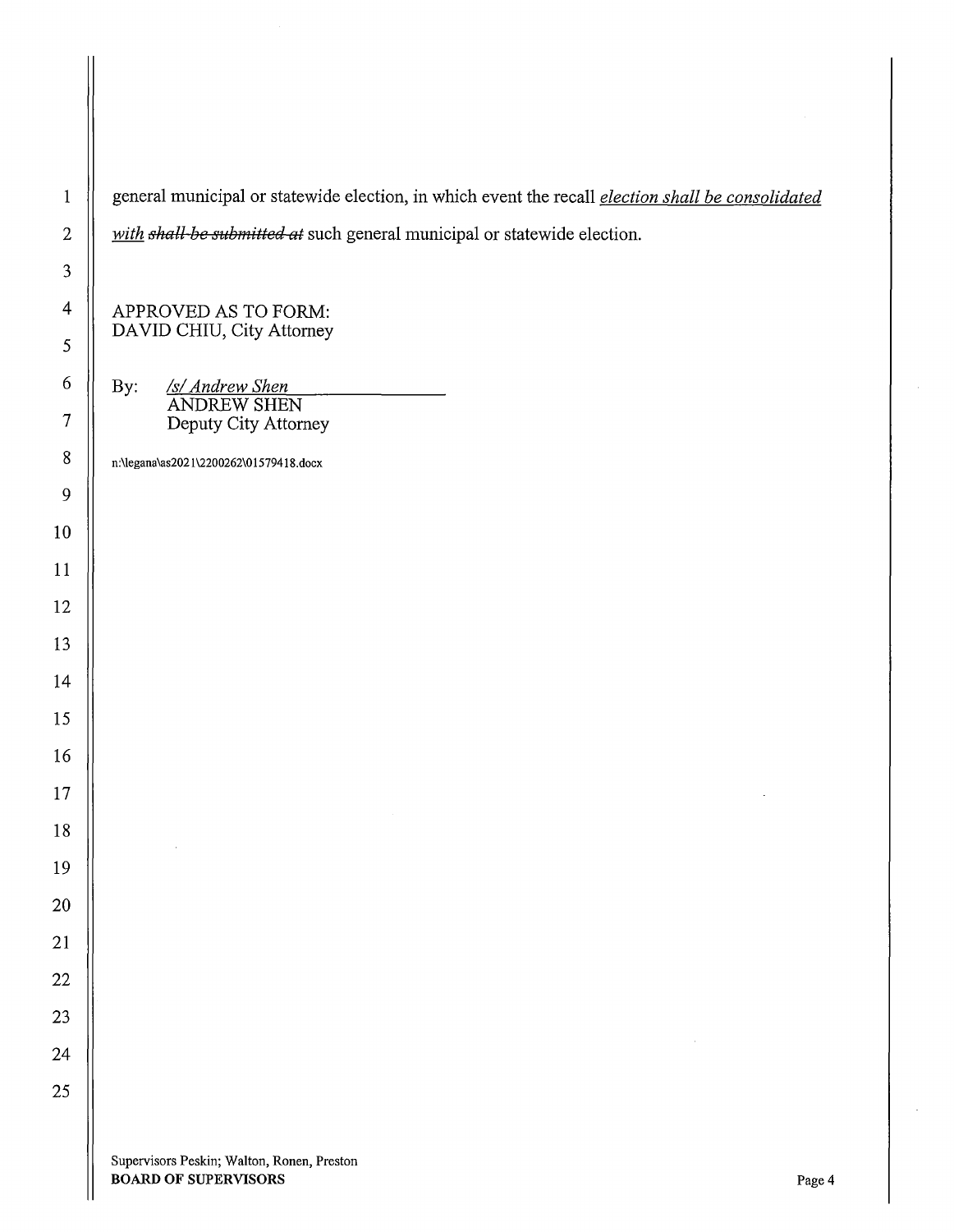general municipal or statewide election, in which event the recall *election shall be consolidated with* ~~*shall be submitted at*~~ such general municipal or statewide election.

APPROVED AS TO FORM:
DAVID CHIU, City Attorney

By: */s/ Andrew Shen*
ANDREW SHEN
Deputy City Attorney

n:\legana\as2021\2200262\01579418.docx

Supervisors Peskin; Walton, Ronen, Preston
**BOARD OF SUPERVISORS**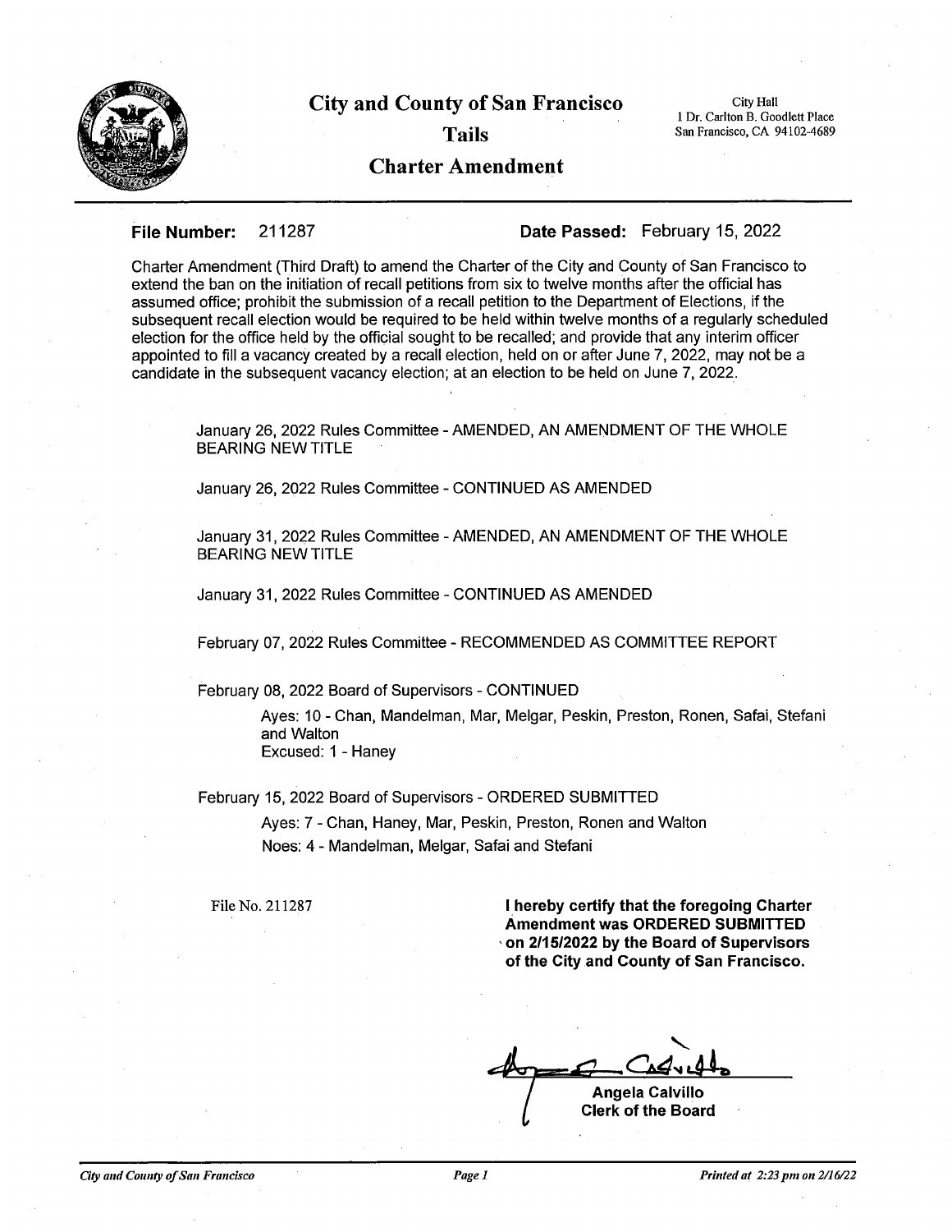# City and County of San Francisco

## Tails

## Charter Amendment

City Hall
1 Dr. Carlton B. Goodlett Place
San Francisco, CA 94102-4689

**File Number:** 211287 **Date Passed:** February 15, 2022

Charter Amendment (Third Draft) to amend the Charter of the City and County of San Francisco to extend the ban on the initiation of recall petitions from six to twelve months after the official has assumed office; prohibit the submission of a recall petition to the Department of Elections, if the subsequent recall election would be required to be held within twelve months of a regularly scheduled election for the office held by the official sought to be recalled; and provide that any interim officer appointed to fill a vacancy created by a recall election, held on or after June 7, 2022, may not be a candidate in the subsequent vacancy election; at an election to be held on June 7, 2022.

January 26, 2022 Rules Committee - AMENDED, AN AMENDMENT OF THE WHOLE BEARING NEW TITLE

January 26, 2022 Rules Committee - CONTINUED AS AMENDED

January 31, 2022 Rules Committee - AMENDED, AN AMENDMENT OF THE WHOLE BEARING NEW TITLE

January 31, 2022 Rules Committee - CONTINUED AS AMENDED

February 07, 2022 Rules Committee - RECOMMENDED AS COMMITTEE REPORT

February 08, 2022 Board of Supervisors - CONTINUED

Ayes: 10 - Chan, Mandelman, Mar, Melgar, Peskin, Preston, Ronen, Safai, Stefani and Walton
Excused: 1 - Haney

February 15, 2022 Board of Supervisors - ORDERED SUBMITTED

Ayes: 7 - Chan, Haney, Mar, Peskin, Preston, Ronen and Walton
Noes: 4 - Mandelman, Melgar, Safai and Stefani

File No. 211287

**I hereby certify that the foregoing Charter Amendment was ORDERED SUBMITTED on 2/15/2022 by the Board of Supervisors of the City and County of San Francisco.**

**Angela Calvillo**
**Clerk of the Board**